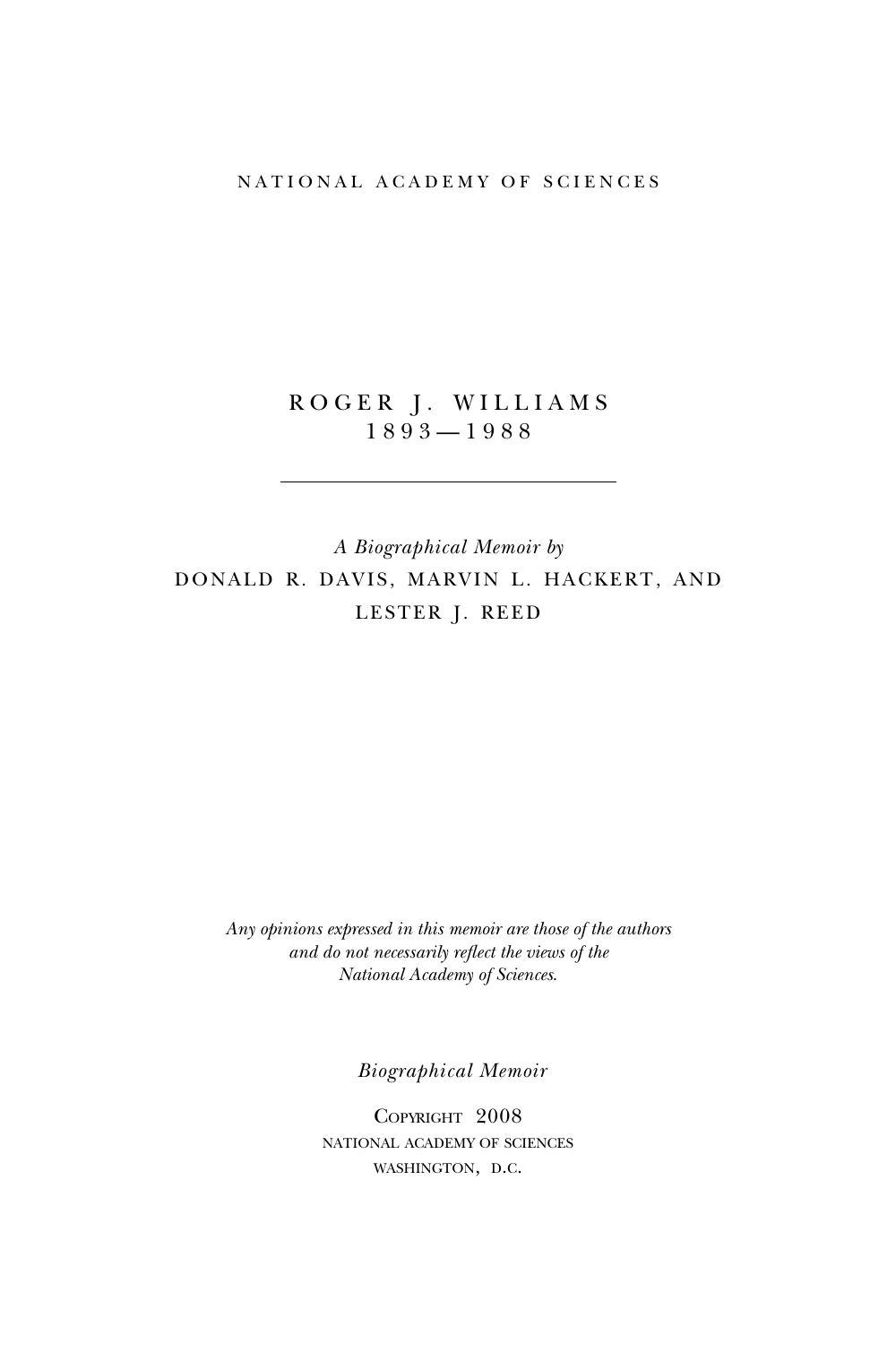NATIONAL ACADEMY OF SCIENCES

# ROGER J. WILLIAMS
## 1893—1988

---

*A Biographical Memoir by*
DONALD R. DAVIS, MARVIN L. HACKERT, AND LESTER J. REED

*Any opinions expressed in this memoir are those of the authors and do not necessarily reflect the views of the National Academy of Sciences.*

*Biographical Memoir*

COPYRIGHT 2008
NATIONAL ACADEMY OF SCIENCES
WASHINGTON, D.C.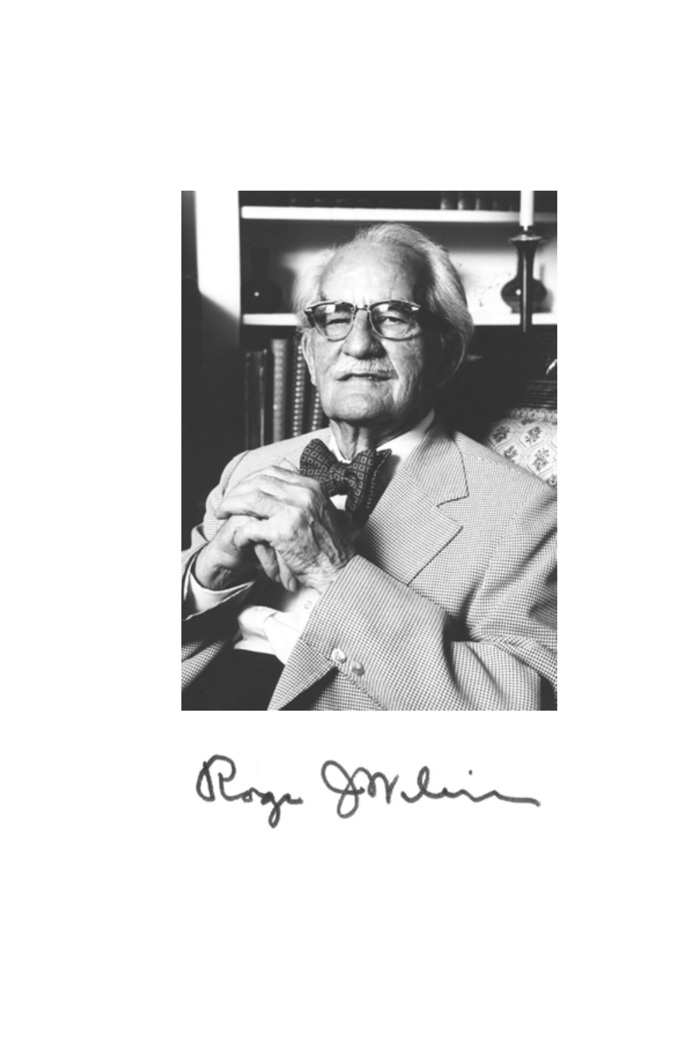Roger J Williams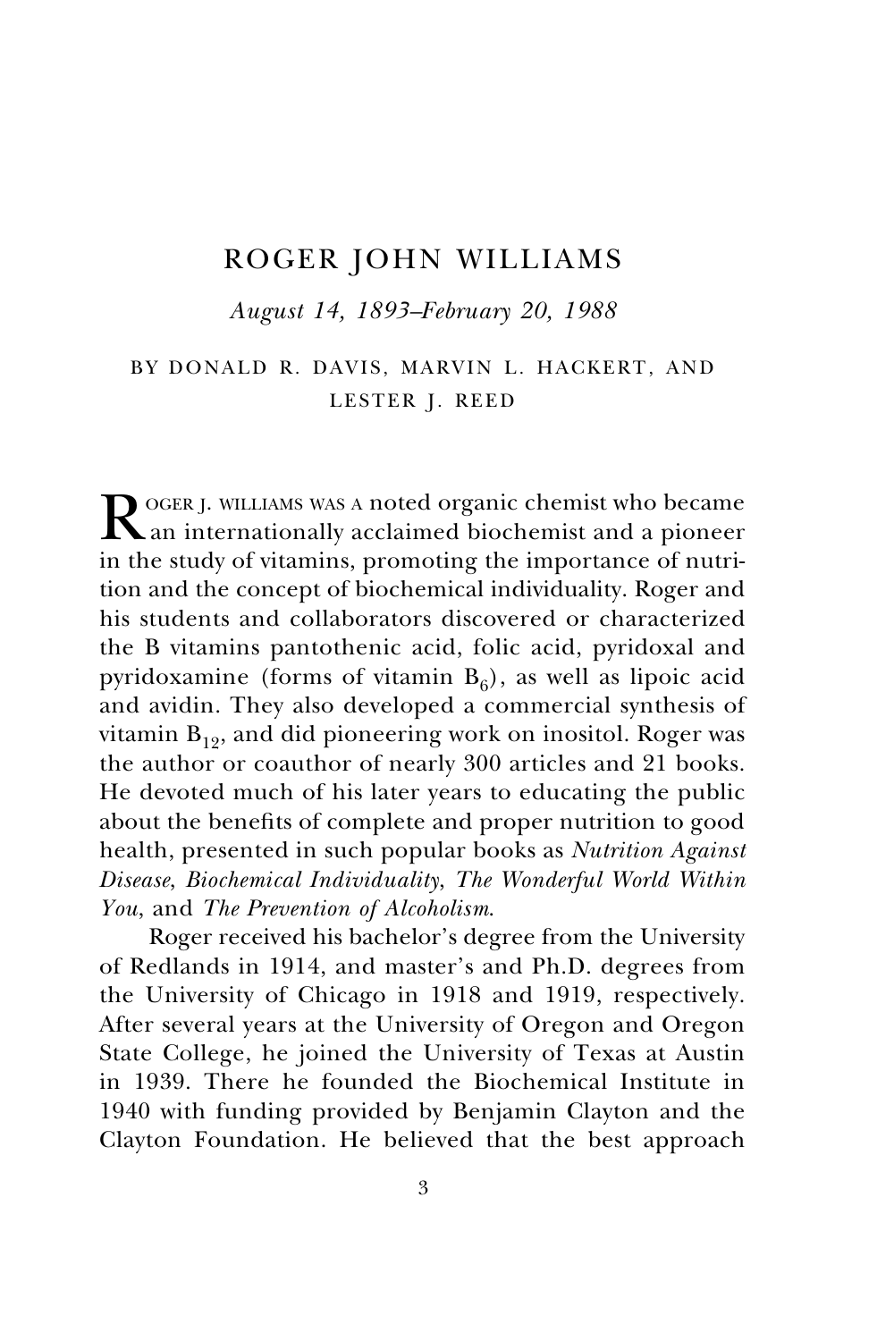# ROGER JOHN WILLIAMS

*August 14, 1893–February 20, 1988*

BY DONALD R. DAVIS, MARVIN L. HACKERT, AND LESTER J. REED

ROGER J. WILLIAMS WAS A noted organic chemist who became an internationally acclaimed biochemist and a pioneer in the study of vitamins, promoting the importance of nutrition and the concept of biochemical individuality. Roger and his students and collaborators discovered or characterized the B vitamins pantothenic acid, folic acid, pyridoxal and pyridoxamine (forms of vitamin $B_6$), as well as lipoic acid and avidin. They also developed a commercial synthesis of vitamin $B_{12}$, and did pioneering work on inositol. Roger was the author or coauthor of nearly 300 articles and 21 books. He devoted much of his later years to educating the public about the benefits of complete and proper nutrition to good health, presented in such popular books as *Nutrition Against Disease*, *Biochemical Individuality*, *The Wonderful World Within You*, and *The Prevention of Alcoholism*.

Roger received his bachelor's degree from the University of Redlands in 1914, and master's and Ph.D. degrees from the University of Chicago in 1918 and 1919, respectively. After several years at the University of Oregon and Oregon State College, he joined the University of Texas at Austin in 1939. There he founded the Biochemical Institute in 1940 with funding provided by Benjamin Clayton and the Clayton Foundation. He believed that the best approach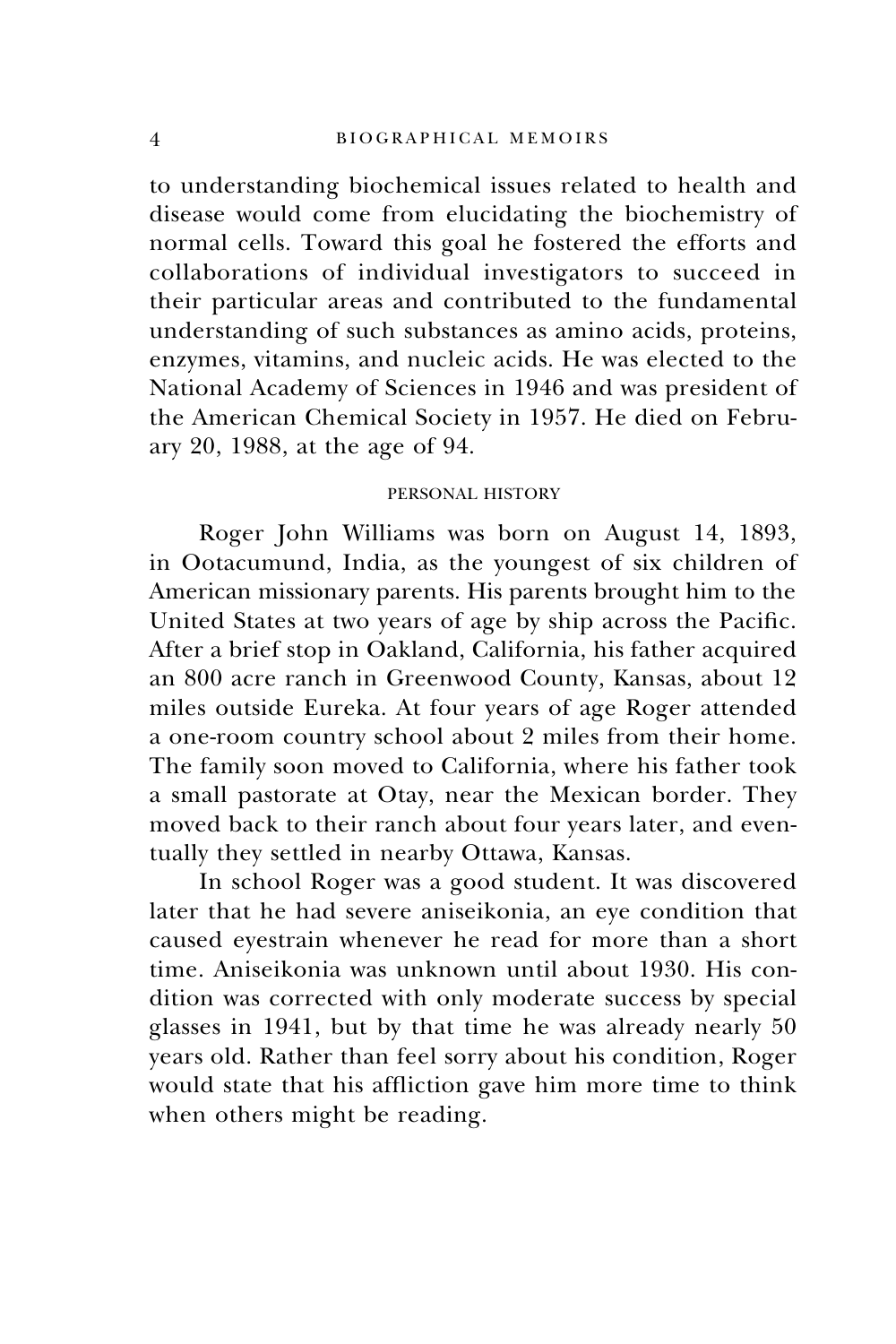to understanding biochemical issues related to health and disease would come from elucidating the biochemistry of normal cells. Toward this goal he fostered the efforts and collaborations of individual investigators to succeed in their particular areas and contributed to the fundamental understanding of such substances as amino acids, proteins, enzymes, vitamins, and nucleic acids. He was elected to the National Academy of Sciences in 1946 and was president of the American Chemical Society in 1957. He died on February 20, 1988, at the age of 94.

## PERSONAL HISTORY

Roger John Williams was born on August 14, 1893, in Ootacumund, India, as the youngest of six children of American missionary parents. His parents brought him to the United States at two years of age by ship across the Pacific. After a brief stop in Oakland, California, his father acquired an 800 acre ranch in Greenwood County, Kansas, about 12 miles outside Eureka. At four years of age Roger attended a one-room country school about 2 miles from their home. The family soon moved to California, where his father took a small pastorate at Otay, near the Mexican border. They moved back to their ranch about four years later, and eventually they settled in nearby Ottawa, Kansas.

In school Roger was a good student. It was discovered later that he had severe aniseikonia, an eye condition that caused eyestrain whenever he read for more than a short time. Aniseikonia was unknown until about 1930. His condition was corrected with only moderate success by special glasses in 1941, but by that time he was already nearly 50 years old. Rather than feel sorry about his condition, Roger would state that his affliction gave him more time to think when others might be reading.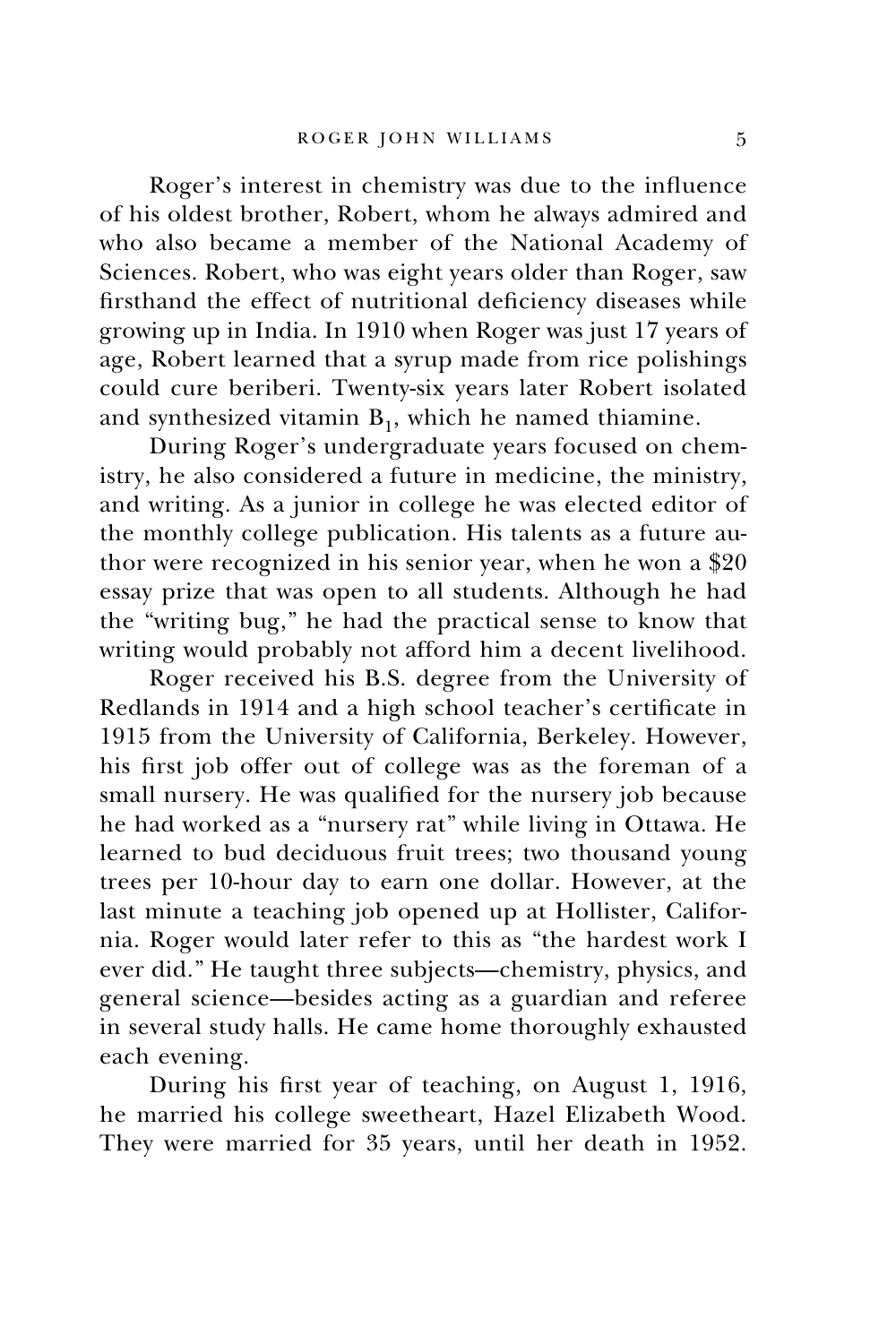Roger's interest in chemistry was due to the influence of his oldest brother, Robert, whom he always admired and who also became a member of the National Academy of Sciences. Robert, who was eight years older than Roger, saw firsthand the effect of nutritional deficiency diseases while growing up in India. In 1910 when Roger was just 17 years of age, Robert learned that a syrup made from rice polishings could cure beriberi. Twenty-six years later Robert isolated and synthesized vitamin $B_1$, which he named thiamine.

During Roger's undergraduate years focused on chemistry, he also considered a future in medicine, the ministry, and writing. As a junior in college he was elected editor of the monthly college publication. His talents as a future author were recognized in his senior year, when he won a $20 essay prize that was open to all students. Although he had the "writing bug," he had the practical sense to know that writing would probably not afford him a decent livelihood.

Roger received his B.S. degree from the University of Redlands in 1914 and a high school teacher's certificate in 1915 from the University of California, Berkeley. However, his first job offer out of college was as the foreman of a small nursery. He was qualified for the nursery job because he had worked as a "nursery rat" while living in Ottawa. He learned to bud deciduous fruit trees; two thousand young trees per 10-hour day to earn one dollar. However, at the last minute a teaching job opened up at Hollister, California. Roger would later refer to this as "the hardest work I ever did." He taught three subjects—chemistry, physics, and general science—besides acting as a guardian and referee in several study halls. He came home thoroughly exhausted each evening.

During his first year of teaching, on August 1, 1916, he married his college sweetheart, Hazel Elizabeth Wood. They were married for 35 years, until her death in 1952.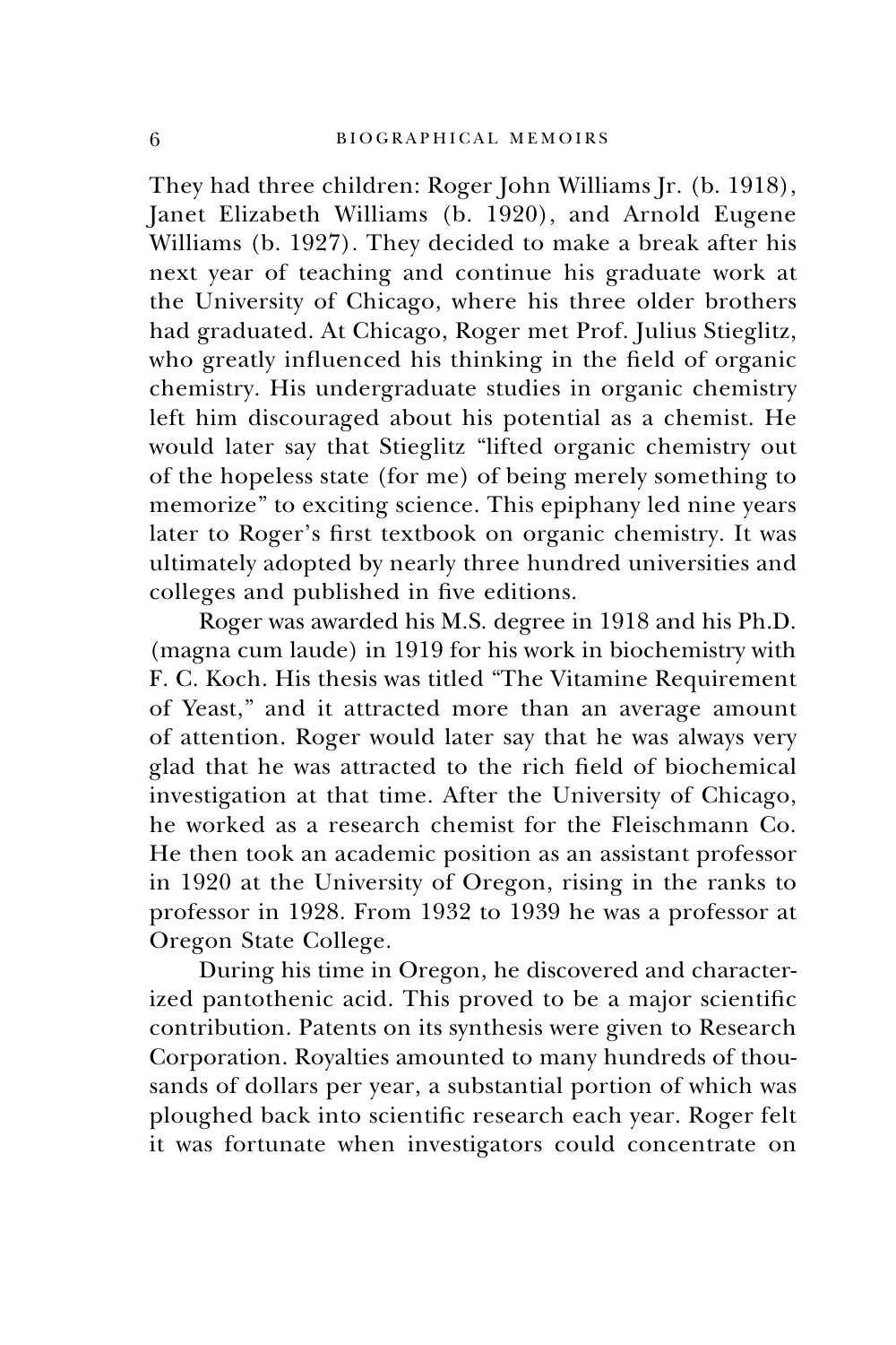They had three children: Roger John Williams Jr. (b. 1918), Janet Elizabeth Williams (b. 1920), and Arnold Eugene Williams (b. 1927). They decided to make a break after his next year of teaching and continue his graduate work at the University of Chicago, where his three older brothers had graduated. At Chicago, Roger met Prof. Julius Stieglitz, who greatly influenced his thinking in the field of organic chemistry. His undergraduate studies in organic chemistry left him discouraged about his potential as a chemist. He would later say that Stieglitz "lifted organic chemistry out of the hopeless state (for me) of being merely something to memorize" to exciting science. This epiphany led nine years later to Roger's first textbook on organic chemistry. It was ultimately adopted by nearly three hundred universities and colleges and published in five editions.

Roger was awarded his M.S. degree in 1918 and his Ph.D. (magna cum laude) in 1919 for his work in biochemistry with F. C. Koch. His thesis was titled "The Vitamine Requirement of Yeast," and it attracted more than an average amount of attention. Roger would later say that he was always very glad that he was attracted to the rich field of biochemical investigation at that time. After the University of Chicago, he worked as a research chemist for the Fleischmann Co. He then took an academic position as an assistant professor in 1920 at the University of Oregon, rising in the ranks to professor in 1928. From 1932 to 1939 he was a professor at Oregon State College.

During his time in Oregon, he discovered and characterized pantothenic acid. This proved to be a major scientific contribution. Patents on its synthesis were given to Research Corporation. Royalties amounted to many hundreds of thousands of dollars per year, a substantial portion of which was ploughed back into scientific research each year. Roger felt it was fortunate when investigators could concentrate on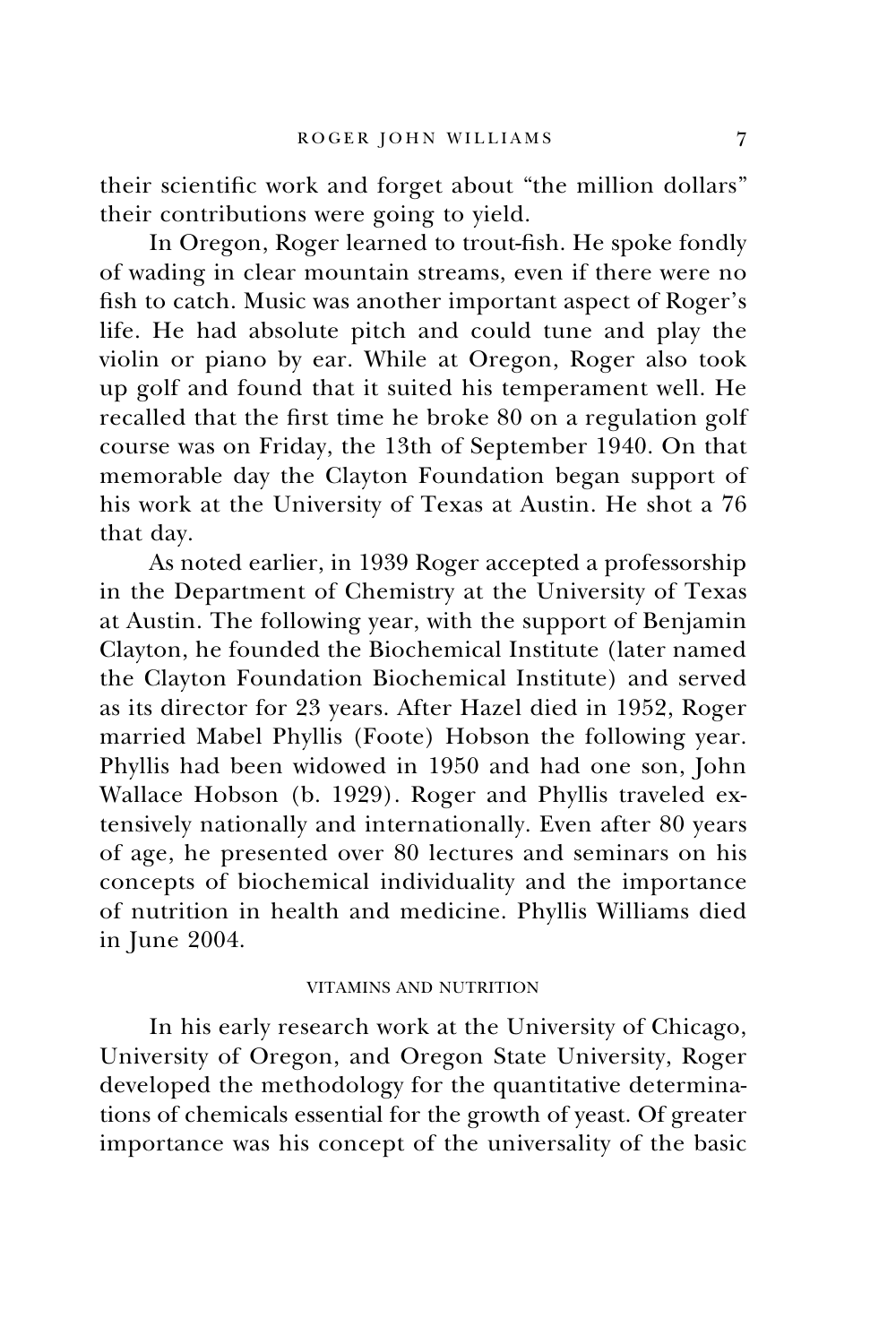their scientific work and forget about "the million dollars" their contributions were going to yield.

In Oregon, Roger learned to trout-fish. He spoke fondly of wading in clear mountain streams, even if there were no fish to catch. Music was another important aspect of Roger's life. He had absolute pitch and could tune and play the violin or piano by ear. While at Oregon, Roger also took up golf and found that it suited his temperament well. He recalled that the first time he broke 80 on a regulation golf course was on Friday, the 13th of September 1940. On that memorable day the Clayton Foundation began support of his work at the University of Texas at Austin. He shot a 76 that day.

As noted earlier, in 1939 Roger accepted a professorship in the Department of Chemistry at the University of Texas at Austin. The following year, with the support of Benjamin Clayton, he founded the Biochemical Institute (later named the Clayton Foundation Biochemical Institute) and served as its director for 23 years. After Hazel died in 1952, Roger married Mabel Phyllis (Foote) Hobson the following year. Phyllis had been widowed in 1950 and had one son, John Wallace Hobson (b. 1929). Roger and Phyllis traveled extensively nationally and internationally. Even after 80 years of age, he presented over 80 lectures and seminars on his concepts of biochemical individuality and the importance of nutrition in health and medicine. Phyllis Williams died in June 2004.

## VITAMINS AND NUTRITION

In his early research work at the University of Chicago, University of Oregon, and Oregon State University, Roger developed the methodology for the quantitative determinations of chemicals essential for the growth of yeast. Of greater importance was his concept of the universality of the basic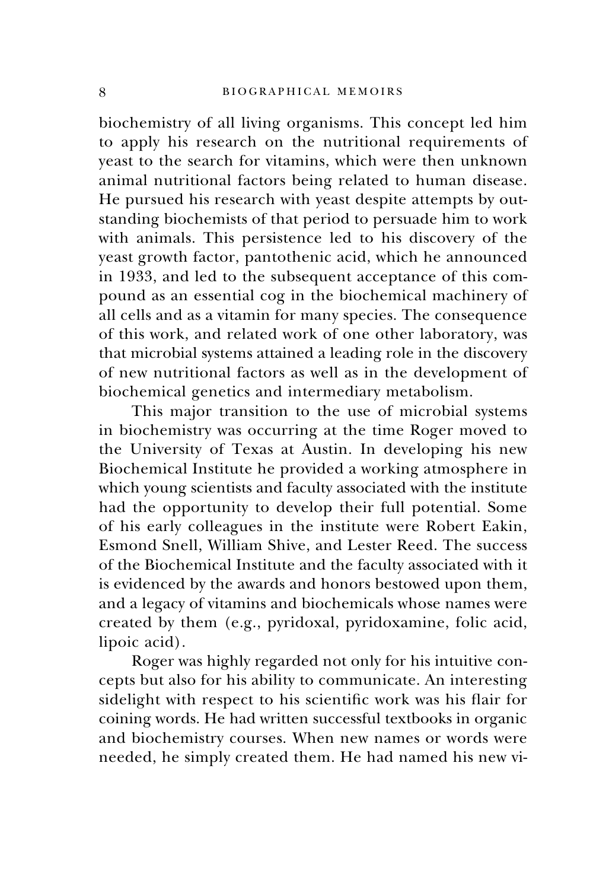biochemistry of all living organisms. This concept led him to apply his research on the nutritional requirements of yeast to the search for vitamins, which were then unknown animal nutritional factors being related to human disease. He pursued his research with yeast despite attempts by outstanding biochemists of that period to persuade him to work with animals. This persistence led to his discovery of the yeast growth factor, pantothenic acid, which he announced in 1933, and led to the subsequent acceptance of this compound as an essential cog in the biochemical machinery of all cells and as a vitamin for many species. The consequence of this work, and related work of one other laboratory, was that microbial systems attained a leading role in the discovery of new nutritional factors as well as in the development of biochemical genetics and intermediary metabolism.

This major transition to the use of microbial systems in biochemistry was occurring at the time Roger moved to the University of Texas at Austin. In developing his new Biochemical Institute he provided a working atmosphere in which young scientists and faculty associated with the institute had the opportunity to develop their full potential. Some of his early colleagues in the institute were Robert Eakin, Esmond Snell, William Shive, and Lester Reed. The success of the Biochemical Institute and the faculty associated with it is evidenced by the awards and honors bestowed upon them, and a legacy of vitamins and biochemicals whose names were created by them (e.g., pyridoxal, pyridoxamine, folic acid, lipoic acid).

Roger was highly regarded not only for his intuitive concepts but also for his ability to communicate. An interesting sidelight with respect to his scientific work was his flair for coining words. He had written successful textbooks in organic and biochemistry courses. When new names or words were needed, he simply created them. He had named his new vi-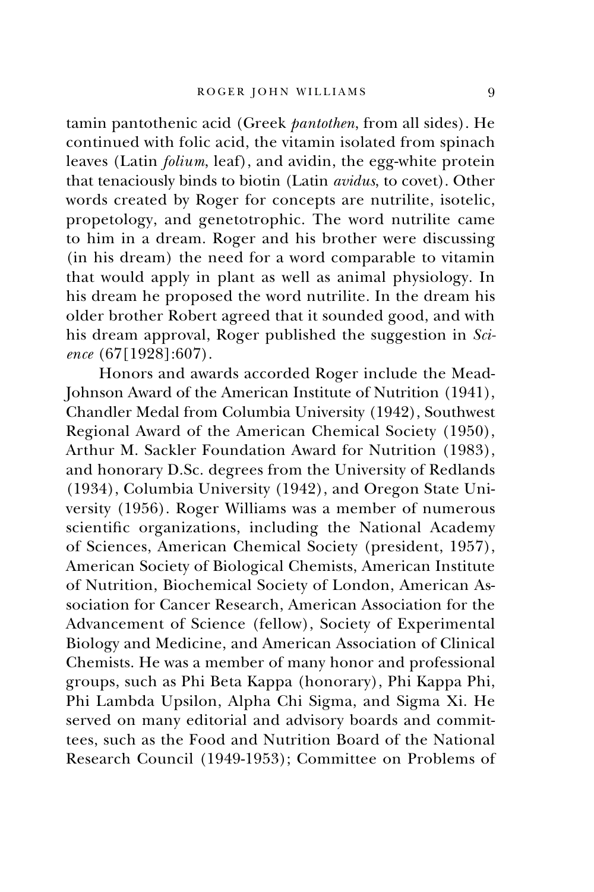tamin pantothenic acid (Greek *pantothen*, from all sides). He continued with folic acid, the vitamin isolated from spinach leaves (Latin *folium*, leaf), and avidin, the egg-white protein that tenaciously binds to biotin (Latin *avidus*, to covet). Other words created by Roger for concepts are nutrilite, isotelic, propetology, and genetotrophic. The word nutrilite came to him in a dream. Roger and his brother were discussing (in his dream) the need for a word comparable to vitamin that would apply in plant as well as animal physiology. In his dream he proposed the word nutrilite. In the dream his older brother Robert agreed that it sounded good, and with his dream approval, Roger published the suggestion in *Science* (67[1928]:607).

Honors and awards accorded Roger include the Mead-Johnson Award of the American Institute of Nutrition (1941), Chandler Medal from Columbia University (1942), Southwest Regional Award of the American Chemical Society (1950), Arthur M. Sackler Foundation Award for Nutrition (1983), and honorary D.Sc. degrees from the University of Redlands (1934), Columbia University (1942), and Oregon State University (1956). Roger Williams was a member of numerous scientific organizations, including the National Academy of Sciences, American Chemical Society (president, 1957), American Society of Biological Chemists, American Institute of Nutrition, Biochemical Society of London, American Association for Cancer Research, American Association for the Advancement of Science (fellow), Society of Experimental Biology and Medicine, and American Association of Clinical Chemists. He was a member of many honor and professional groups, such as Phi Beta Kappa (honorary), Phi Kappa Phi, Phi Lambda Upsilon, Alpha Chi Sigma, and Sigma Xi. He served on many editorial and advisory boards and committees, such as the Food and Nutrition Board of the National Research Council (1949-1953); Committee on Problems of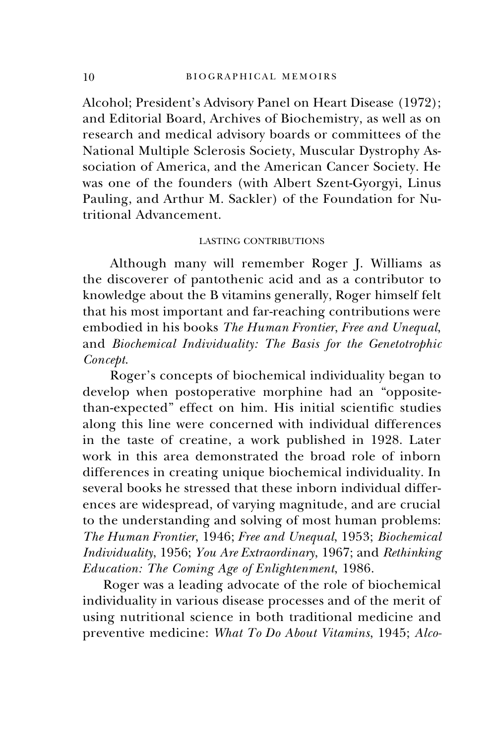Alcohol; President's Advisory Panel on Heart Disease (1972); and Editorial Board, Archives of Biochemistry, as well as on research and medical advisory boards or committees of the National Multiple Sclerosis Society, Muscular Dystrophy Association of America, and the American Cancer Society. He was one of the founders (with Albert Szent-Gyorgyi, Linus Pauling, and Arthur M. Sackler) of the Foundation for Nutritional Advancement.

## LASTING CONTRIBUTIONS

Although many will remember Roger J. Williams as the discoverer of pantothenic acid and as a contributor to knowledge about the B vitamins generally, Roger himself felt that his most important and far-reaching contributions were embodied in his books *The Human Frontier*, *Free and Unequal*, and *Biochemical Individuality: The Basis for the Genetotrophic Concept*.

Roger's concepts of biochemical individuality began to develop when postoperative morphine had an "opposite-than-expected" effect on him. His initial scientific studies along this line were concerned with individual differences in the taste of creatine, a work published in 1928. Later work in this area demonstrated the broad role of inborn differences in creating unique biochemical individuality. In several books he stressed that these inborn individual differences are widespread, of varying magnitude, and are crucial to the understanding and solving of most human problems: *The Human Frontier*, 1946; *Free and Unequal*, 1953; *Biochemical Individuality*, 1956; *You Are Extraordinary*, 1967; and *Rethinking Education: The Coming Age of Enlightenment*, 1986.

Roger was a leading advocate of the role of biochemical individuality in various disease processes and of the merit of using nutritional science in both traditional medicine and preventive medicine: *What To Do About Vitamins*, 1945; *Alco-*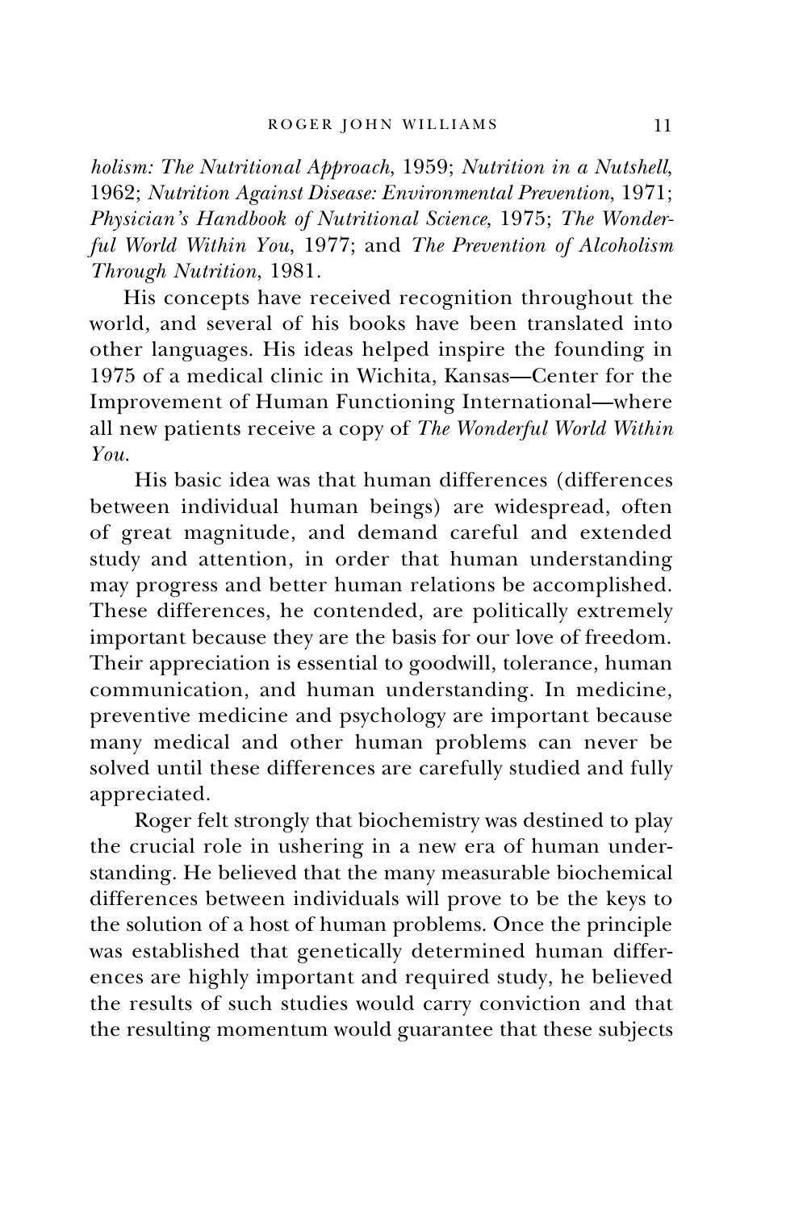*holism: The Nutritional Approach*, 1959; *Nutrition in a Nutshell*, 1962; *Nutrition Against Disease: Environmental Prevention*, 1971; *Physician's Handbook of Nutritional Science*, 1975; *The Wonderful World Within You*, 1977; and *The Prevention of Alcoholism Through Nutrition*, 1981.

His concepts have received recognition throughout the world, and several of his books have been translated into other languages. His ideas helped inspire the founding in 1975 of a medical clinic in Wichita, Kansas—Center for the Improvement of Human Functioning International—where all new patients receive a copy of *The Wonderful World Within You*.

His basic idea was that human differences (differences between individual human beings) are widespread, often of great magnitude, and demand careful and extended study and attention, in order that human understanding may progress and better human relations be accomplished. These differences, he contended, are politically extremely important because they are the basis for our love of freedom. Their appreciation is essential to goodwill, tolerance, human communication, and human understanding. In medicine, preventive medicine and psychology are important because many medical and other human problems can never be solved until these differences are carefully studied and fully appreciated.

Roger felt strongly that biochemistry was destined to play the crucial role in ushering in a new era of human understanding. He believed that the many measurable biochemical differences between individuals will prove to be the keys to the solution of a host of human problems. Once the principle was established that genetically determined human differences are highly important and required study, he believed the results of such studies would carry conviction and that the resulting momentum would guarantee that these subjects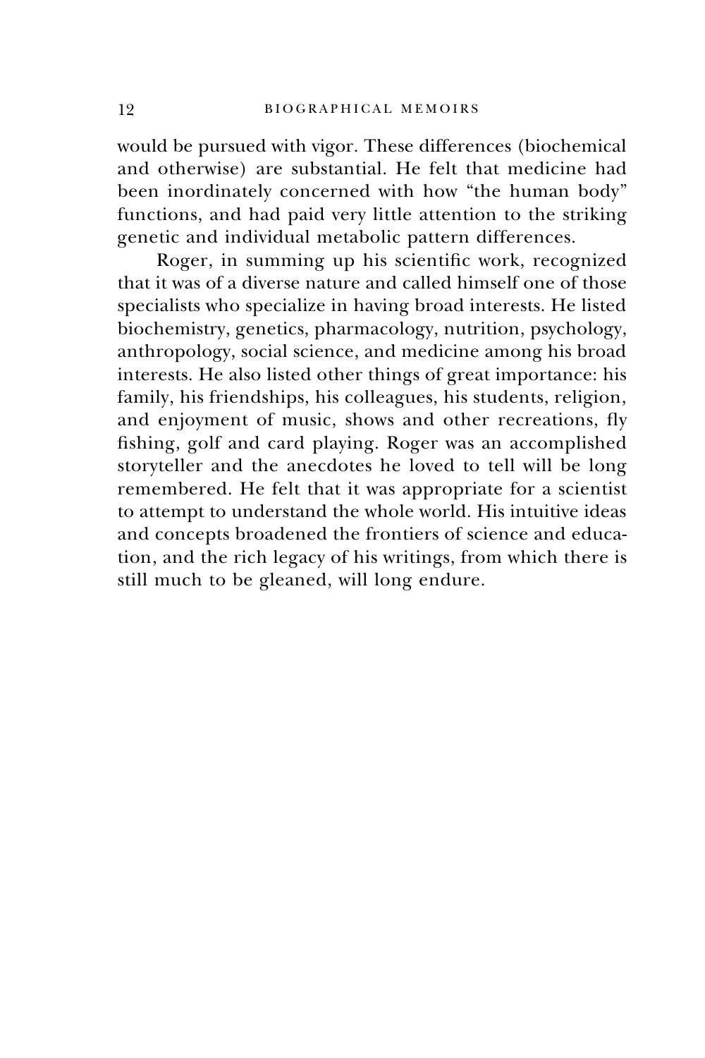would be pursued with vigor. These differences (biochemical and otherwise) are substantial. He felt that medicine had been inordinately concerned with how "the human body" functions, and had paid very little attention to the striking genetic and individual metabolic pattern differences.

Roger, in summing up his scientific work, recognized that it was of a diverse nature and called himself one of those specialists who specialize in having broad interests. He listed biochemistry, genetics, pharmacology, nutrition, psychology, anthropology, social science, and medicine among his broad interests. He also listed other things of great importance: his family, his friendships, his colleagues, his students, religion, and enjoyment of music, shows and other recreations, fly fishing, golf and card playing. Roger was an accomplished storyteller and the anecdotes he loved to tell will be long remembered. He felt that it was appropriate for a scientist to attempt to understand the whole world. His intuitive ideas and concepts broadened the frontiers of science and education, and the rich legacy of his writings, from which there is still much to be gleaned, will long endure.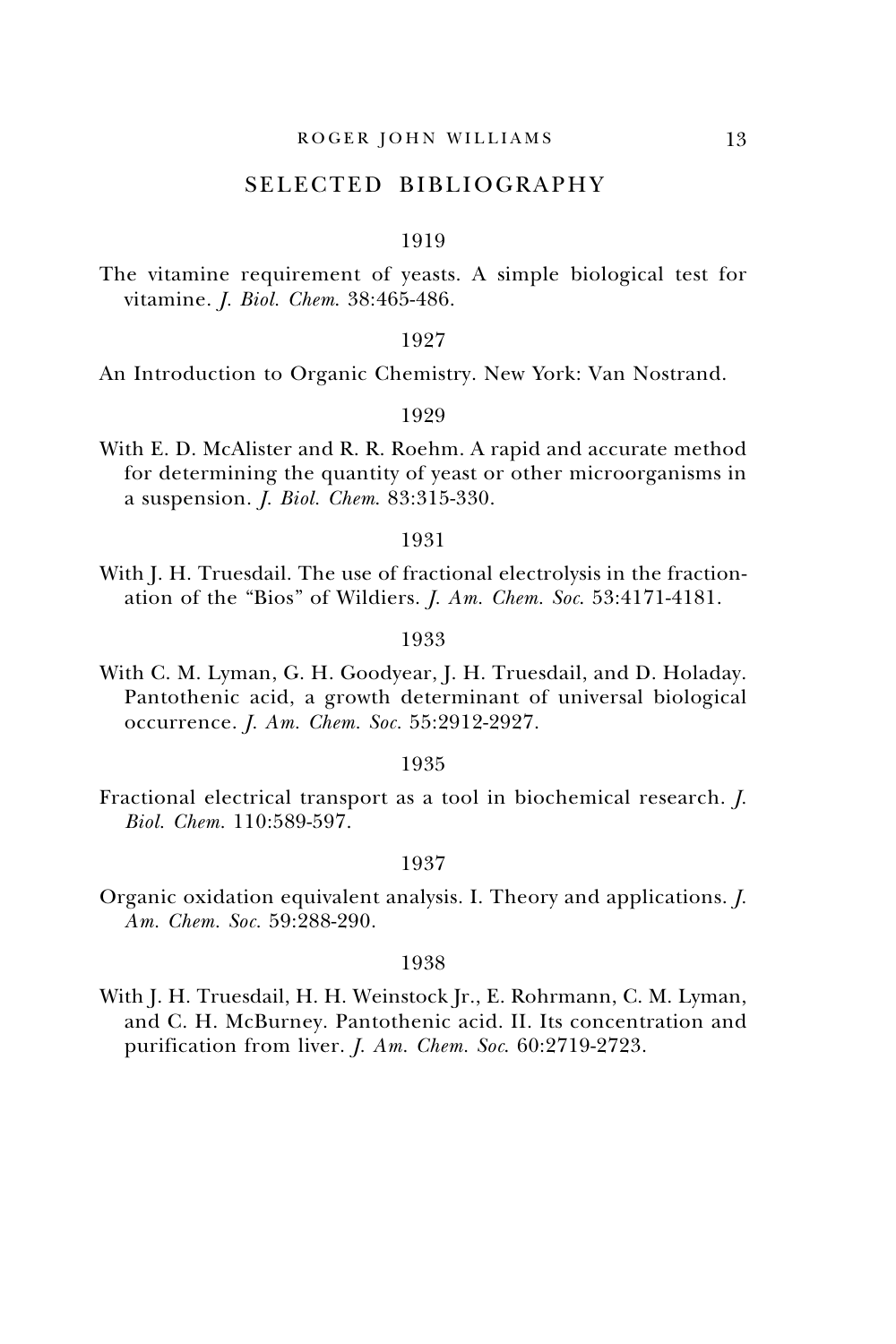## SELECTED BIBLIOGRAPHY

### 1919

The vitamine requirement of yeasts. A simple biological test for vitamine. *J. Biol. Chem.* 38:465-486.

### 1927

An Introduction to Organic Chemistry. New York: Van Nostrand.

### 1929

With E. D. McAlister and R. R. Roehm. A rapid and accurate method for determining the quantity of yeast or other microorganisms in a suspension. *J. Biol. Chem.* 83:315-330.

### 1931

With J. H. Truesdail. The use of fractional electrolysis in the fractionation of the "Bios" of Wildiers. *J. Am. Chem. Soc.* 53:4171-4181.

### 1933

With C. M. Lyman, G. H. Goodyear, J. H. Truesdail, and D. Holaday. Pantothenic acid, a growth determinant of universal biological occurrence. *J. Am. Chem. Soc.* 55:2912-2927.

### 1935

Fractional electrical transport as a tool in biochemical research. *J. Biol. Chem.* 110:589-597.

### 1937

Organic oxidation equivalent analysis. I. Theory and applications. *J. Am. Chem. Soc.* 59:288-290.

### 1938

With J. H. Truesdail, H. H. Weinstock Jr., E. Rohrmann, C. M. Lyman, and C. H. McBurney. Pantothenic acid. II. Its concentration and purification from liver. *J. Am. Chem. Soc.* 60:2719-2723.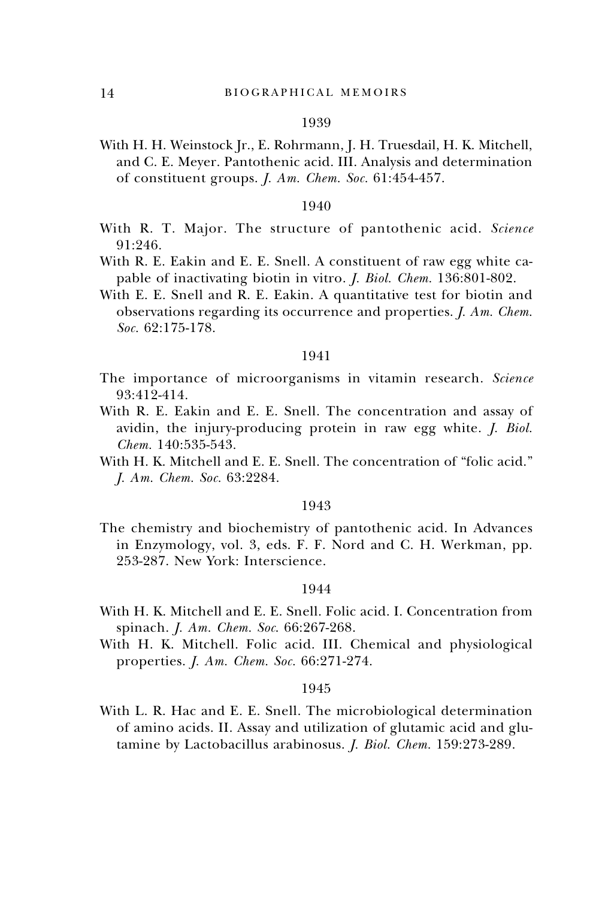1939

With H. H. Weinstock Jr., E. Rohrmann, J. H. Truesdail, H. K. Mitchell, and C. E. Meyer. Pantothenic acid. III. Analysis and determination of constituent groups. *J. Am. Chem. Soc.* 61:454-457.

1940

With R. T. Major. The structure of pantothenic acid. *Science* 91:246.

With R. E. Eakin and E. E. Snell. A constituent of raw egg white capable of inactivating biotin in vitro. *J. Biol. Chem.* 136:801-802.

With E. E. Snell and R. E. Eakin. A quantitative test for biotin and observations regarding its occurrence and properties. *J. Am. Chem. Soc.* 62:175-178.

1941

The importance of microorganisms in vitamin research. *Science* 93:412-414.

With R. E. Eakin and E. E. Snell. The concentration and assay of avidin, the injury-producing protein in raw egg white. *J. Biol. Chem.* 140:535-543.

With H. K. Mitchell and E. E. Snell. The concentration of "folic acid." *J. Am. Chem. Soc.* 63:2284.

1943

The chemistry and biochemistry of pantothenic acid. In Advances in Enzymology, vol. 3, eds. F. F. Nord and C. H. Werkman, pp. 253-287. New York: Interscience.

1944

With H. K. Mitchell and E. E. Snell. Folic acid. I. Concentration from spinach. *J. Am. Chem. Soc.* 66:267-268.

With H. K. Mitchell. Folic acid. III. Chemical and physiological properties. *J. Am. Chem. Soc.* 66:271-274.

1945

With L. R. Hac and E. E. Snell. The microbiological determination of amino acids. II. Assay and utilization of glutamic acid and glutamine by Lactobacillus arabinosus. *J. Biol. Chem.* 159:273-289.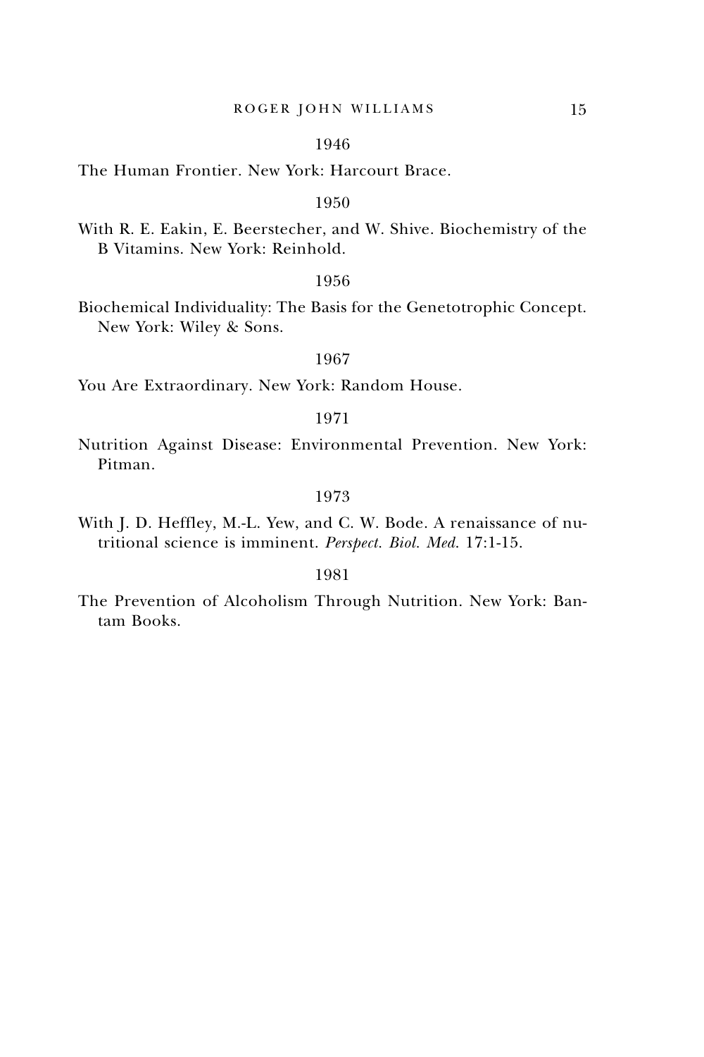1946

The Human Frontier. New York: Harcourt Brace.

1950

With R. E. Eakin, E. Beerstecher, and W. Shive. Biochemistry of the B Vitamins. New York: Reinhold.

1956

Biochemical Individuality: The Basis for the Genetotrophic Concept. New York: Wiley & Sons.

1967

You Are Extraordinary. New York: Random House.

1971

Nutrition Against Disease: Environmental Prevention. New York: Pitman.

1973

With J. D. Heffley, M.-L. Yew, and C. W. Bode. A renaissance of nutritional science is imminent. *Perspect. Biol. Med.* 17:1-15.

1981

The Prevention of Alcoholism Through Nutrition. New York: Bantam Books.